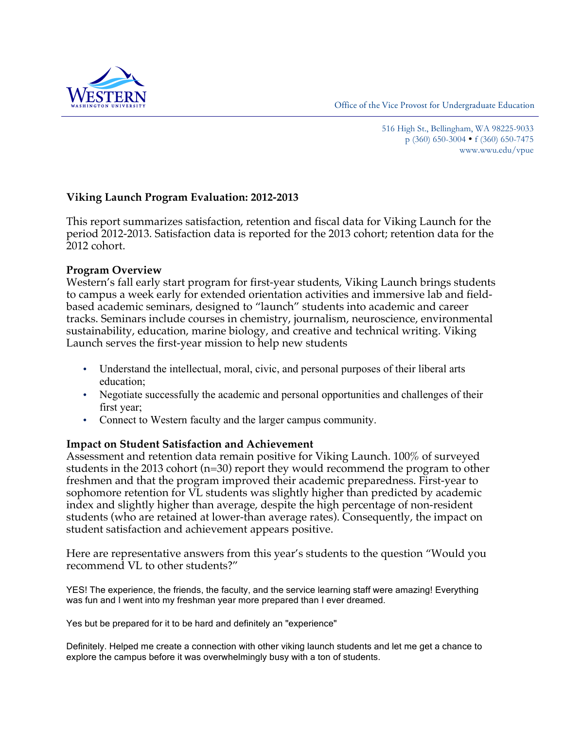WESTERN WASHINGTON UNIVERSITY

Office of the Vice Provost for Undergraduate Education

516 High St., Bellingham, WA 98225-9033
p (360) 650-3004 • f (360) 650-7475
www.wwu.edu/vpue

## Viking Launch Program Evaluation: 2012-2013

This report summarizes satisfaction, retention and fiscal data for Viking Launch for the period 2012-2013. Satisfaction data is reported for the 2013 cohort; retention data for the 2012 cohort.

### Program Overview

Western's fall early start program for first-year students, Viking Launch brings students to campus a week early for extended orientation activities and immersive lab and field-based academic seminars, designed to "launch" students into academic and career tracks. Seminars include courses in chemistry, journalism, neuroscience, environmental sustainability, education, marine biology, and creative and technical writing. Viking Launch serves the first-year mission to help new students

- Understand the intellectual, moral, civic, and personal purposes of their liberal arts education;
- Negotiate successfully the academic and personal opportunities and challenges of their first year;
- Connect to Western faculty and the larger campus community.

### Impact on Student Satisfaction and Achievement

Assessment and retention data remain positive for Viking Launch. 100% of surveyed students in the 2013 cohort (n=30) report they would recommend the program to other freshmen and that the program improved their academic preparedness. First-year to sophomore retention for VL students was slightly higher than predicted by academic index and slightly higher than average, despite the high percentage of non-resident students (who are retained at lower-than average rates). Consequently, the impact on student satisfaction and achievement appears positive.

Here are representative answers from this year's students to the question "Would you recommend VL to other students?"

YES! The experience, the friends, the faculty, and the service learning staff were amazing! Everything was fun and I went into my freshman year more prepared than I ever dreamed.

Yes but be prepared for it to be hard and definitely an "experience"

Definitely. Helped me create a connection with other viking launch students and let me get a chance to explore the campus before it was overwhelmingly busy with a ton of students.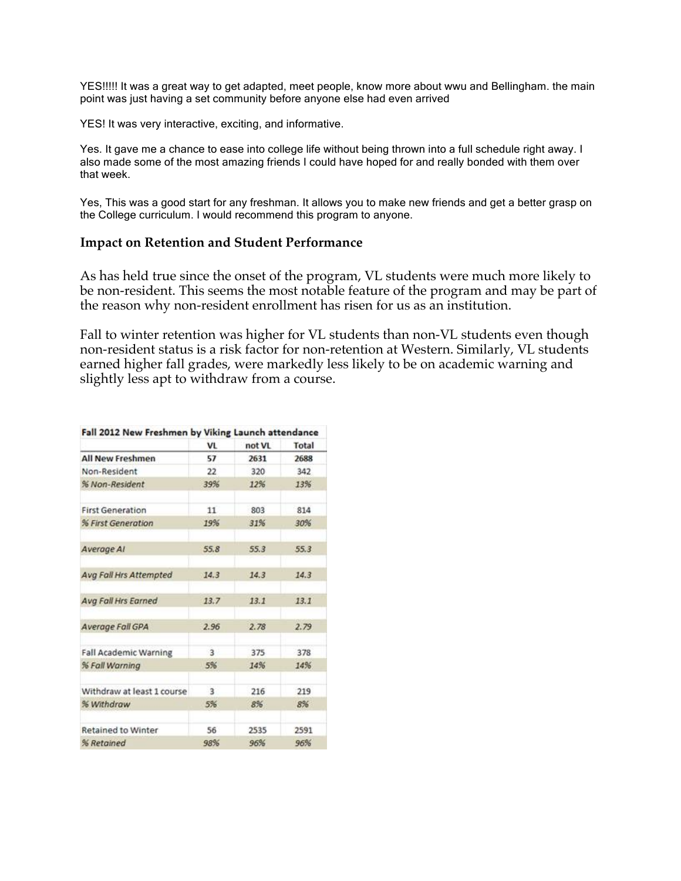YES!!!!! It was a great way to get adapted, meet people, know more about wwu and Bellingham. the main point was just having a set community before anyone else had even arrived

YES! It was very interactive, exciting, and informative.

Yes. It gave me a chance to ease into college life without being thrown into a full schedule right away. I also made some of the most amazing friends I could have hoped for and really bonded with them over that week.

Yes, This was a good start for any freshman. It allows you to make new friends and get a better grasp on the College curriculum. I would recommend this program to anyone.

### Impact on Retention and Student Performance

As has held true since the onset of the program, VL students were much more likely to be non-resident. This seems the most notable feature of the program and may be part of the reason why non-resident enrollment has risen for us as an institution.

Fall to winter retention was higher for VL students than non-VL students even though non-resident status is a risk factor for non-retention at Western. Similarly, VL students earned higher fall grades, were markedly less likely to be on academic warning and slightly less apt to withdraw from a course.

**Fall 2012 New Freshmen by Viking Launch attendance**

| | VL | not VL | Total |
|---|---|---|---|
| **All New Freshmen** | **57** | **2631** | **2688** |
| Non-Resident | 22 | 320 | 342 |
| *% Non-Resident* | *39%* | *12%* | *13%* |
| | | | |
| First Generation | 11 | 803 | 814 |
| *% First Generation* | *19%* | *31%* | *30%* |
| | | | |
| *Average AI* | *55.8* | *55.3* | *55.3* |
| | | | |
| *Avg Fall Hrs Attempted* | *14.3* | *14.3* | *14.3* |
| | | | |
| *Avg Fall Hrs Earned* | *13.7* | *13.1* | *13.1* |
| | | | |
| *Average Fall GPA* | *2.96* | *2.78* | *2.79* |
| | | | |
| Fall Academic Warning | 3 | 375 | 378 |
| *% Fall Warning* | *5%* | *14%* | *14%* |
| | | | |
| Withdraw at least 1 course | 3 | 216 | 219 |
| *% Withdraw* | *5%* | *8%* | *8%* |
| | | | |
| Retained to Winter | 56 | 2535 | 2591 |
| *% Retained* | *98%* | *96%* | *96%* |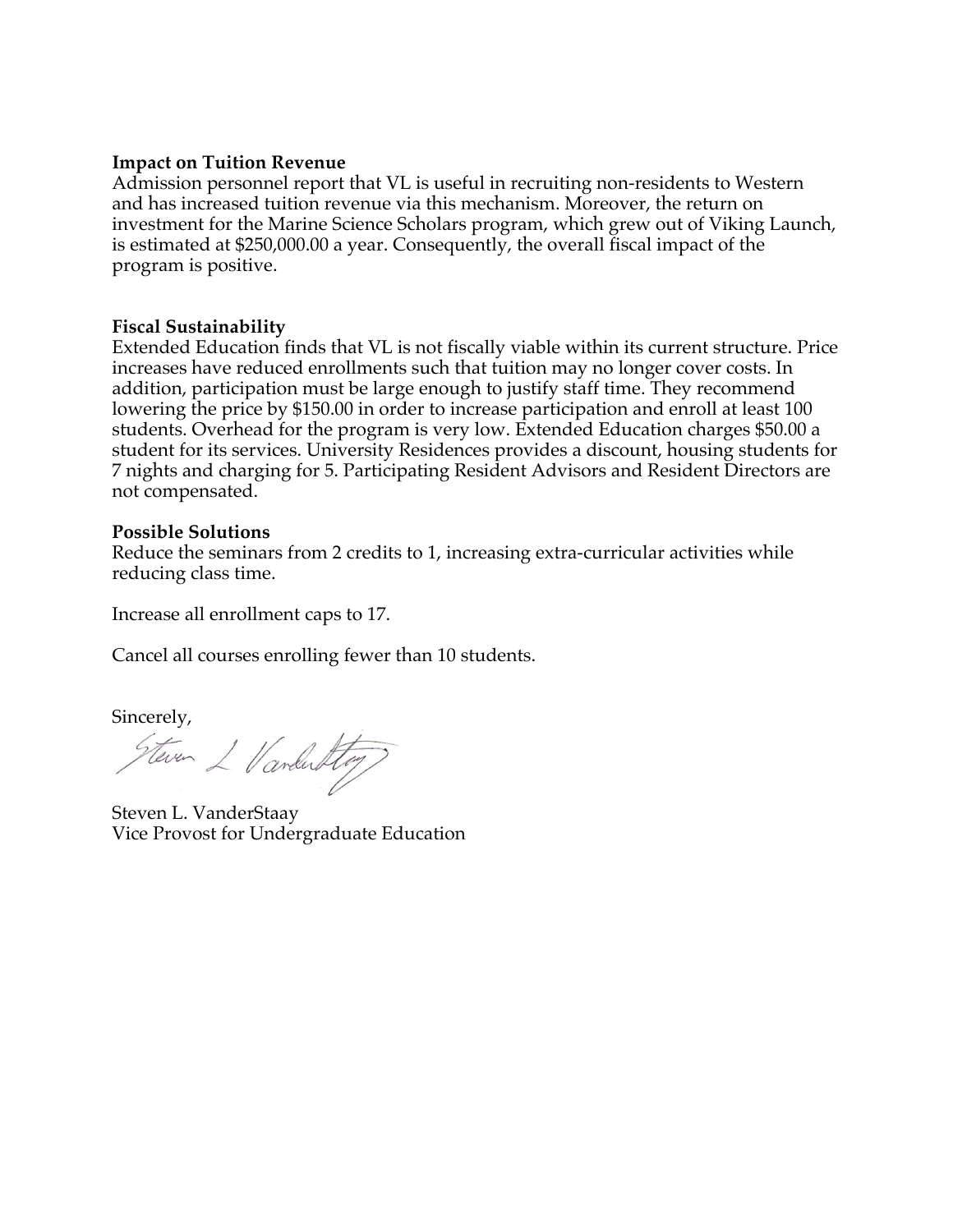**Impact on Tuition Revenue**

Admission personnel report that VL is useful in recruiting non-residents to Western and has increased tuition revenue via this mechanism. Moreover, the return on investment for the Marine Science Scholars program, which grew out of Viking Launch, is estimated at $250,000.00 a year. Consequently, the overall fiscal impact of the program is positive.

**Fiscal Sustainability**

Extended Education finds that VL is not fiscally viable within its current structure. Price increases have reduced enrollments such that tuition may no longer cover costs. In addition, participation must be large enough to justify staff time. They recommend lowering the price by $150.00 in order to increase participation and enroll at least 100 students. Overhead for the program is very low. Extended Education charges $50.00 a student for its services. University Residences provides a discount, housing students for 7 nights and charging for 5. Participating Resident Advisors and Resident Directors are not compensated.

**Possible Solutions**

Reduce the seminars from 2 credits to 1, increasing extra-curricular activities while reducing class time.

Increase all enrollment caps to 17.

Cancel all courses enrolling fewer than 10 students.

Sincerely,

Steven L. VanderStaay
Vice Provost for Undergraduate Education